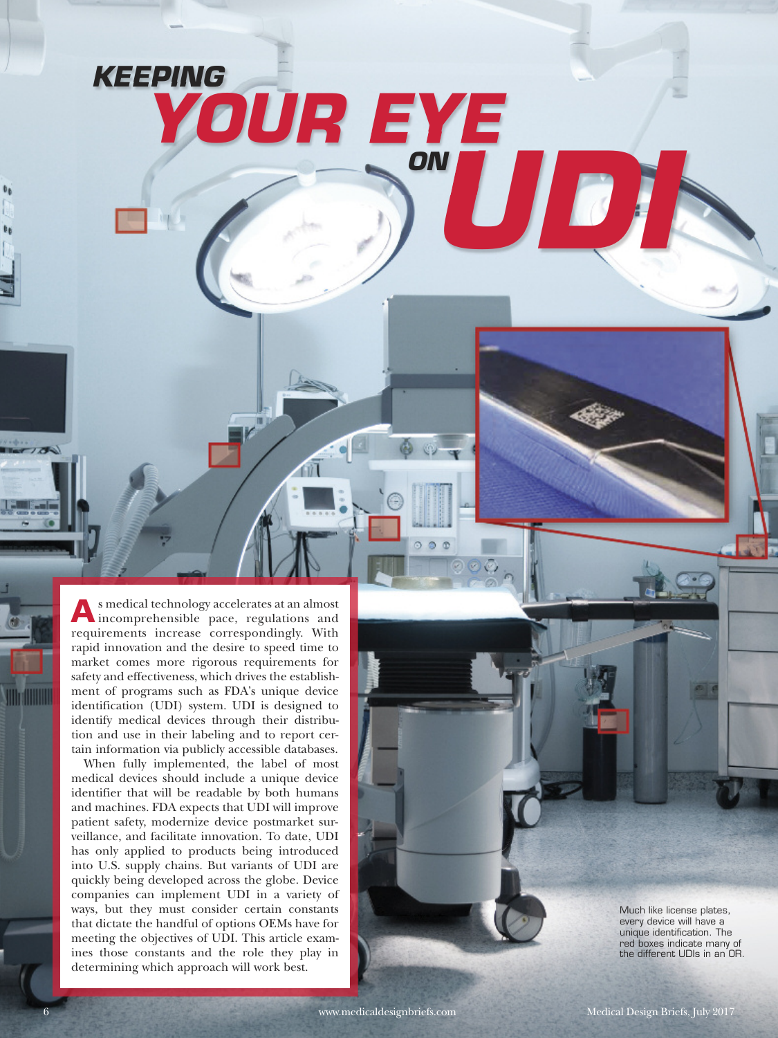# KEEPING YOUR EYE ON UDI

As medical technology accelerates at an almost incomprehensible pace, regulations and requirements increase correspondingly. With rapid innovation and the desire to speed time to market comes more rigorous requirements for safety and effectiveness, which drives the establishment of programs such as FDA's unique device identification (UDI) system. UDI is designed to identify medical devices through their distribution and use in their labeling and to report certain information via publicly accessible databases.

When fully implemented, the label of most medical devices should include a unique device identifier that will be readable by both humans and machines. FDA expects that UDI will improve patient safety, modernize device postmarket surveillance, and facilitate innovation. To date, UDI has only applied to products being introduced into U.S. supply chains. But variants of UDI are quickly being developed across the globe. Device companies can implement UDI in a variety of ways, but they must consider certain constants that dictate the handful of options OEMs have for meeting the objectives of UDI. This article examines those constants and the role they play in determining which approach will work best.

Much like license plates, every device will have a unique identification. The red boxes indicate many of the different UDIs in an OR.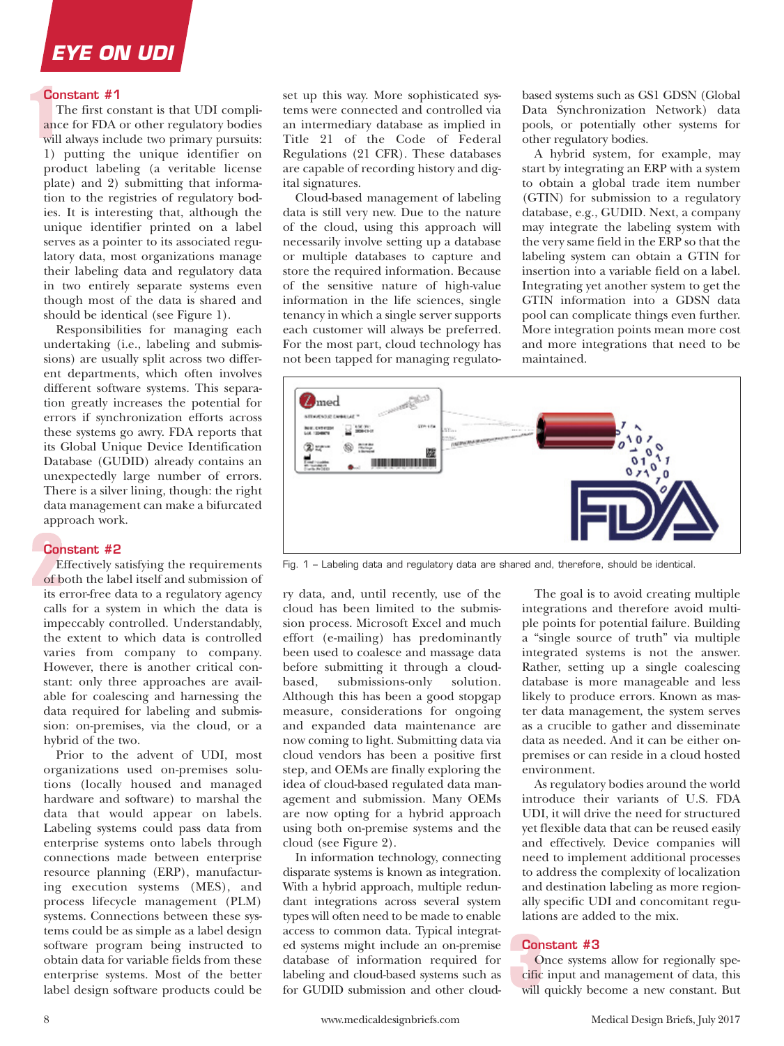## Constant #1

The first constant is that UDI compliance for FDA or other regulatory bodies will always include two primary pursuits: 1) putting the unique identifier on product labeling (a veritable license plate) and 2) submitting that information to the registries of regulatory bodies. It is interesting that, although the unique identifier printed on a label serves as a pointer to its associated regulatory data, most organizations manage their labeling data and regulatory data in two entirely separate systems even though most of the data is shared and should be identical (see Figure 1).

Responsibilities for managing each undertaking (i.e., labeling and submissions) are usually split across two different departments, which often involves different software systems. This separation greatly increases the potential for errors if synchronization efforts across these systems go awry. FDA reports that its Global Unique Device Identification Database (GUDID) already contains an unexpectedly large number of errors. There is a silver lining, though: the right data management can make a bifurcated approach work.

## Constant #2

Effectively satisfying the requirements of both the label itself and submission of its error-free data to a regulatory agency calls for a system in which the data is impeccably controlled. Understandably, the extent to which data is controlled varies from company to company. However, there is another critical constant: only three approaches are available for coalescing and harnessing the data required for labeling and submission: on-premises, via the cloud, or a hybrid of the two.

Prior to the advent of UDI, most organizations used on-premises solutions (locally housed and managed hardware and software) to marshal the data that would appear on labels. Labeling systems could pass data from enterprise systems onto labels through connections made between enterprise resource planning (ERP), manufacturing execution systems (MES), and process lifecycle management (PLM) systems. Connections between these systems could be as simple as a label design software program being instructed to obtain data for variable fields from these enterprise systems. Most of the better label design software products could be set up this way. More sophisticated systems were connected and controlled via an intermediary database as implied in Title 21 of the Code of Federal Regulations (21 CFR). These databases are capable of recording history and digital signatures.

Cloud-based management of labeling data is still very new. Due to the nature of the cloud, using this approach will necessarily involve setting up a database or multiple databases to capture and store the required information. Because of the sensitive nature of high-value information in the life sciences, single tenancy in which a single server supports each customer will always be preferred. For the most part, cloud technology has not been tapped for managing regulatory data, and, until recently, use of the cloud has been limited to the submission process. Microsoft Excel and much effort (e-mailing) has predominantly been used to coalesce and massage data before submitting it through a cloud-based, submissions-only solution. Although this has been a good stopgap measure, considerations for ongoing and expanded data maintenance are now coming to light. Submitting data via cloud vendors has been a positive first step, and OEMs are finally exploring the idea of cloud-based regulated data management and submission. Many OEMs are now opting for a hybrid approach using both on-premise systems and the cloud (see Figure 2).

In information technology, connecting disparate systems is known as integration. With a hybrid approach, multiple redundant integrations across several system types will often need to be made to enable access to common data. Typical integrated systems might include an on-premise database of information required for labeling and cloud-based systems such as for GUDID submission and other cloud-based systems such as GS1 GDSN (Global Data Synchronization Network) data pools, or potentially other systems for other regulatory bodies.

A hybrid system, for example, may start by integrating an ERP with a system to obtain a global trade item number (GTIN) for submission to a regulatory database, e.g., GUDID. Next, a company may integrate the labeling system with the very same field in the ERP so that the labeling system can obtain a GTIN for insertion into a variable field on a label. Integrating yet another system to get the GTIN information into a GDSN data pool can complicate things even further. More integration points mean more cost and more integrations that need to be maintained.

Fig. 1 – Labeling data and regulatory data are shared and, therefore, should be identical.

The goal is to avoid creating multiple integrations and therefore avoid multiple points for potential failure. Building a "single source of truth" via multiple integrated systems is not the answer. Rather, setting up a single coalescing database is more manageable and less likely to produce errors. Known as master data management, the system serves as a crucible to gather and disseminate data as needed. And it can be either on-premises or can reside in a cloud hosted environment.

As regulatory bodies around the world introduce their variants of U.S. FDA UDI, it will drive the need for structured yet flexible data that can be reused easily and effectively. Device companies will need to implement additional processes to address the complexity of localization and destination labeling as more regionally specific UDI and concomitant regulations are added to the mix.

## Constant #3

Once systems allow for regionally specific input and management of data, this will quickly become a new constant. But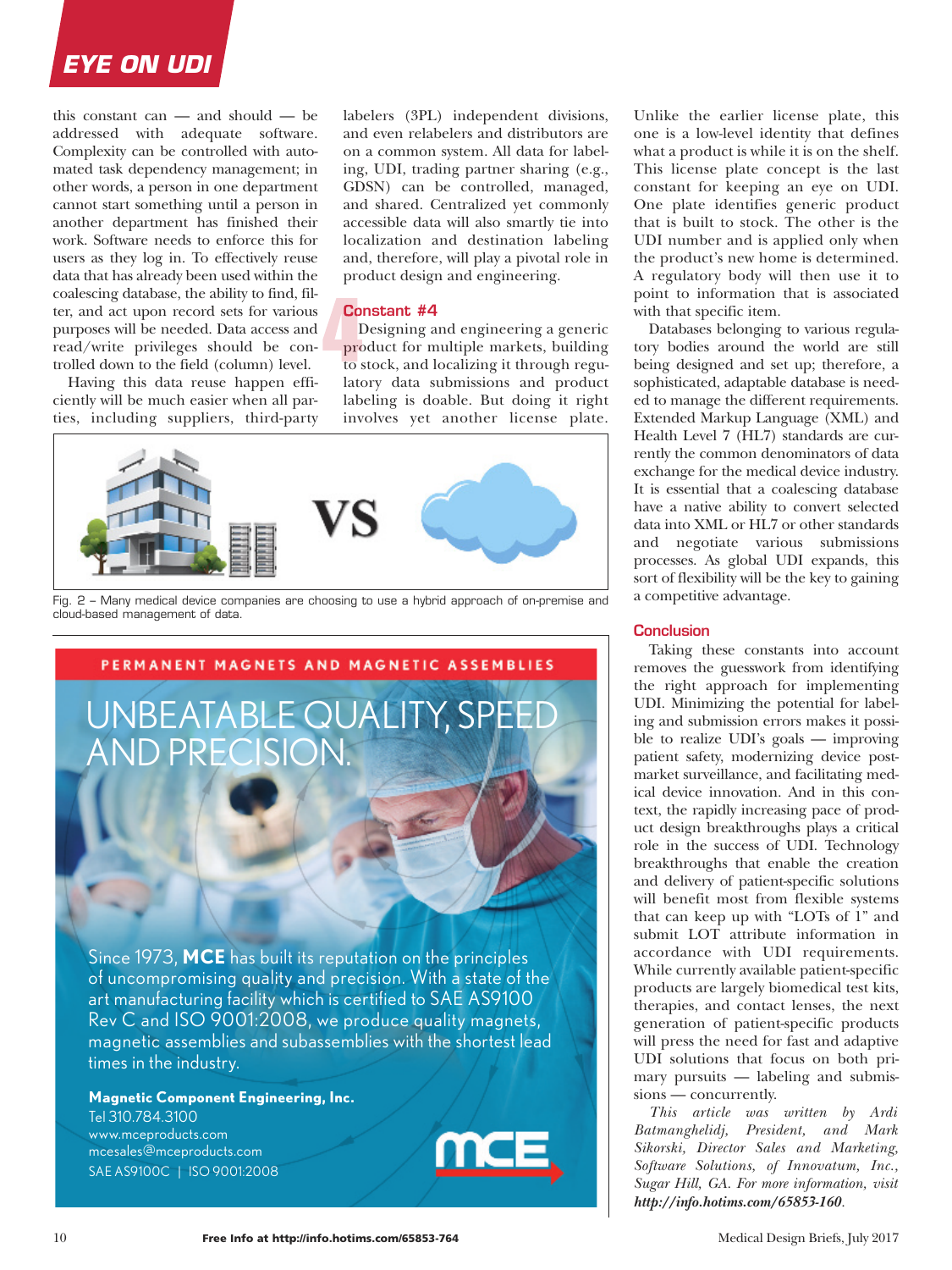this constant can — and should — be addressed with adequate software. Complexity can be controlled with automated task dependency management; in other words, a person in one department cannot start something until a person in another department has finished their work. Software needs to enforce this for users as they log in. To effectively reuse data that has already been used within the coalescing database, the ability to find, filter, and act upon record sets for various purposes will be needed. Data access and read/write privileges should be controlled down to the field (column) level.

Having this data reuse happen efficiently will be much easier when all parties, including suppliers, third-party labelers (3PL) independent divisions, and even relabelers and distributors are on a common system. All data for labeling, UDI, trading partner sharing (e.g., GDSN) can be controlled, managed, and shared. Centralized yet commonly accessible data will also smartly tie into localization and destination labeling and, therefore, will play a pivotal role in product design and engineering.

### Constant #4

Designing and engineering a generic product for multiple markets, building to stock, and localizing it through regulatory data submissions and product labeling is doable. But doing it right involves yet another license plate. Unlike the earlier license plate, this one is a low-level identity that defines what a product is while it is on the shelf. This license plate concept is the last constant for keeping an eye on UDI. One plate identifies generic product that is built to stock. The other is the UDI number and is applied only when the product's new home is determined. A regulatory body will then use it to point to information that is associated with that specific item.

Databases belonging to various regulatory bodies around the world are still being designed and set up; therefore, a sophisticated, adaptable database is needed to manage the different requirements. Extended Markup Language (XML) and Health Level 7 (HL7) standards are currently the common denominators of data exchange for the medical device industry. It is essential that a coalescing database have a native ability to convert selected data into XML or HL7 or other standards and negotiate various submissions processes. As global UDI expands, this sort of flexibility will be the key to gaining a competitive advantage.

VS

Fig. 2 – Many medical device companies are choosing to use a hybrid approach of on-premise and cloud-based management of data.

### Conclusion

Taking these constants into account removes the guesswork from identifying the right approach for implementing UDI. Minimizing the potential for labeling and submission errors makes it possible to realize UDI's goals — improving patient safety, modernizing device postmarket surveillance, and facilitating medical device innovation. And in this context, the rapidly increasing pace of product design breakthroughs plays a critical role in the success of UDI. Technology breakthroughs that enable the creation and delivery of patient-specific solutions will benefit most from flexible systems that can keep up with "LOTs of 1" and submit LOT attribute information in accordance with UDI requirements. While currently available patient-specific products are largely biomedical test kits, therapies, and contact lenses, the next generation of patient-specific products will press the need for fast and adaptive UDI solutions that focus on both primary pursuits — labeling and submissions — concurrently.

*This article was written by Ardi Batmanghelidj, President, and Mark Sikorski, Director Sales and Marketing, Software Solutions, of Innovatum, Inc., Sugar Hill, GA. For more information, visit **http://info.hotims.com/65853-160**.*

PERMANENT MAGNETS AND MAGNETIC ASSEMBLIES

UNBEATABLE QUALITY, SPEED AND PRECISION.

Since 1973, **MCE** has built its reputation on the principles of uncompromising quality and precision. With a state of the art manufacturing facility which is certified to SAE AS9100 Rev C and ISO 9001:2008, we produce quality magnets, magnetic assemblies and subassemblies with the shortest lead times in the industry.

**Magnetic Component Engineering, Inc.**
Tel 310.784.3100
www.mceproducts.com
mcesales@mceproducts.com
SAE AS9100C | ISO 9001:2008

MCE

Free Info at http://info.hotims.com/65853-764